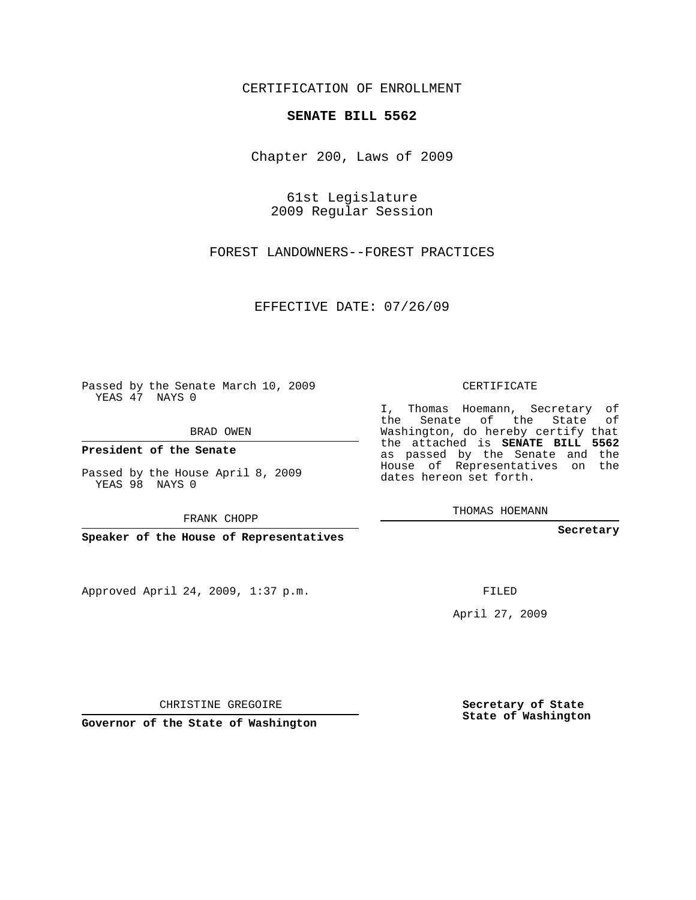CERTIFICATION OF ENROLLMENT

**SENATE BILL 5562**

Chapter 200, Laws of 2009

61st Legislature
2009 Regular Session

FOREST LANDOWNERS--FOREST PRACTICES

EFFECTIVE DATE: 07/26/09

Passed by the Senate March 10, 2009
YEAS 47 NAYS 0

BRAD OWEN

**President of the Senate**

Passed by the House April 8, 2009
YEAS 98 NAYS 0

FRANK CHOPP

**Speaker of the House of Representatives**

Approved April 24, 2009, 1:37 p.m.

CHRISTINE GREGOIRE

**Governor of the State of Washington**

CERTIFICATE

I, Thomas Hoemann, Secretary of the Senate of the State of Washington, do hereby certify that the attached is **SENATE BILL 5562** as passed by the Senate and the House of Representatives on the dates hereon set forth.

THOMAS HOEMANN

**Secretary**

FILED

April 27, 2009

**Secretary of State State of Washington**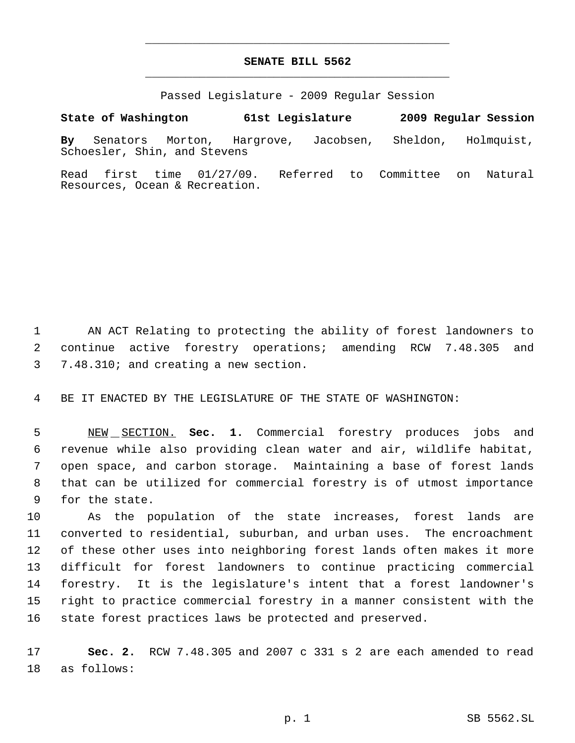# SENATE BILL 5562

Passed Legislature - 2009 Regular Session

**State of Washington 61st Legislature 2009 Regular Session**

**By** Senators Morton, Hargrove, Jacobsen, Sheldon, Holmquist, Schoesler, Shin, and Stevens

Read first time 01/27/09. Referred to Committee on Natural Resources, Ocean & Recreation.

1 AN ACT Relating to protecting the ability of forest landowners to
2 continue active forestry operations; amending RCW 7.48.305 and
3 7.48.310; and creating a new section.

4 BE IT ENACTED BY THE LEGISLATURE OF THE STATE OF WASHINGTON:

5 NEW SECTION. **Sec. 1.** Commercial forestry produces jobs and
6 revenue while also providing clean water and air, wildlife habitat,
7 open space, and carbon storage. Maintaining a base of forest lands
8 that can be utilized for commercial forestry is of utmost importance
9 for the state.

10 As the population of the state increases, forest lands are
11 converted to residential, suburban, and urban uses. The encroachment
12 of these other uses into neighboring forest lands often makes it more
13 difficult for forest landowners to continue practicing commercial
14 forestry. It is the legislature's intent that a forest landowner's
15 right to practice commercial forestry in a manner consistent with the
16 state forest practices laws be protected and preserved.

17 **Sec. 2.** RCW 7.48.305 and 2007 c 331 s 2 are each amended to read
18 as follows: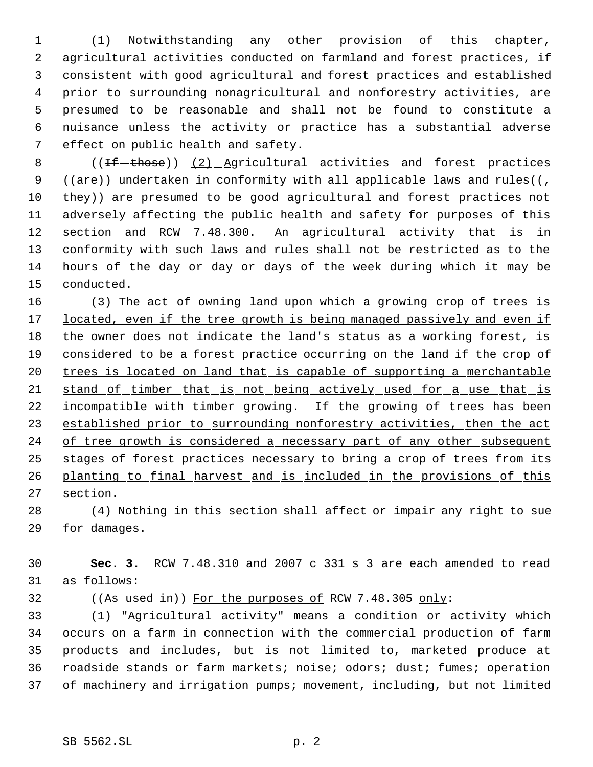(1) Notwithstanding any other provision of this chapter, agricultural activities conducted on farmland and forest practices, if consistent with good agricultural and forest practices and established prior to surrounding nonagricultural and nonforestry activities, are presumed to be reasonable and shall not be found to constitute a nuisance unless the activity or practice has a substantial adverse effect on public health and safety.

((~~If those~~)) (2) Agricultural activities and forest practices ((~~are~~)) undertaken in conformity with all applicable laws and rules((~~, they~~)) are presumed to be good agricultural and forest practices not adversely affecting the public health and safety for purposes of this section and RCW 7.48.300. An agricultural activity that is in conformity with such laws and rules shall not be restricted as to the hours of the day or day or days of the week during which it may be conducted.

(3) The act of owning land upon which a growing crop of trees is located, even if the tree growth is being managed passively and even if the owner does not indicate the land's status as a working forest, is considered to be a forest practice occurring on the land if the crop of trees is located on land that is capable of supporting a merchantable stand of timber that is not being actively used for a use that is incompatible with timber growing. If the growing of trees has been established prior to surrounding nonforestry activities, then the act of tree growth is considered a necessary part of any other subsequent stages of forest practices necessary to bring a crop of trees from its planting to final harvest and is included in the provisions of this section.

(4) Nothing in this section shall affect or impair any right to sue for damages.

**Sec. 3.** RCW 7.48.310 and 2007 c 331 s 3 are each amended to read as follows:

((~~As used in~~)) For the purposes of RCW 7.48.305 only:

(1) "Agricultural activity" means a condition or activity which occurs on a farm in connection with the commercial production of farm products and includes, but is not limited to, marketed produce at roadside stands or farm markets; noise; odors; dust; fumes; operation of machinery and irrigation pumps; movement, including, but not limited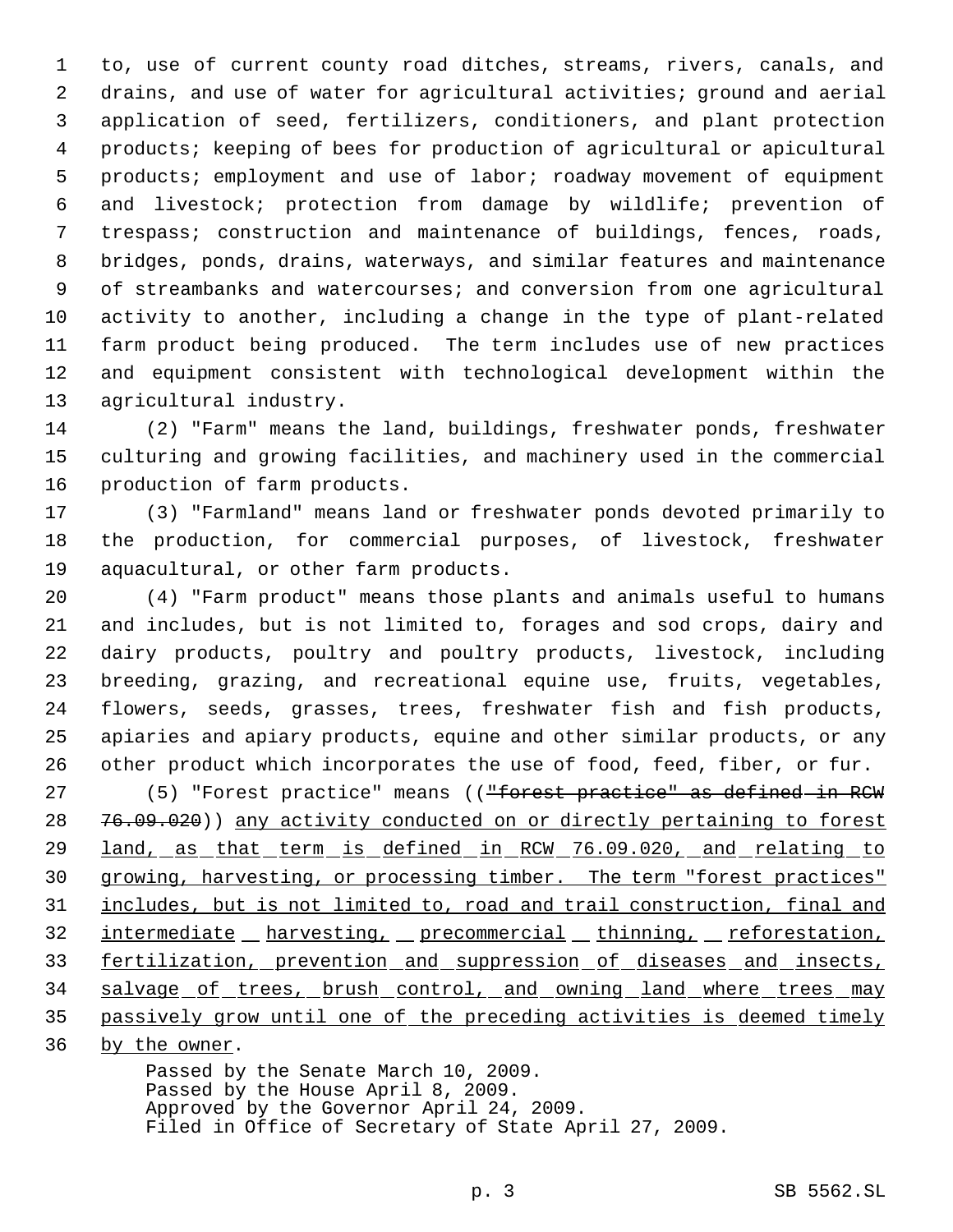to, use of current county road ditches, streams, rivers, canals, and drains, and use of water for agricultural activities; ground and aerial application of seed, fertilizers, conditioners, and plant protection products; keeping of bees for production of agricultural or apicultural products; employment and use of labor; roadway movement of equipment and livestock; protection from damage by wildlife; prevention of trespass; construction and maintenance of buildings, fences, roads, bridges, ponds, drains, waterways, and similar features and maintenance of streambanks and watercourses; and conversion from one agricultural activity to another, including a change in the type of plant-related farm product being produced. The term includes use of new practices and equipment consistent with technological development within the agricultural industry.

(2) "Farm" means the land, buildings, freshwater ponds, freshwater culturing and growing facilities, and machinery used in the commercial production of farm products.

(3) "Farmland" means land or freshwater ponds devoted primarily to the production, for commercial purposes, of livestock, freshwater aquacultural, or other farm products.

(4) "Farm product" means those plants and animals useful to humans and includes, but is not limited to, forages and sod crops, dairy and dairy products, poultry and poultry products, livestock, including breeding, grazing, and recreational equine use, fruits, vegetables, flowers, seeds, grasses, trees, freshwater fish and fish products, apiaries and apiary products, equine and other similar products, or any other product which incorporates the use of food, feed, fiber, or fur.

(5) "Forest practice" means ((~~"forest practice" as defined in RCW 76.09.020~~)) <u>any activity conducted on or directly pertaining to forest land, as that term is defined in RCW 76.09.020, and relating to growing, harvesting, or processing timber. The term "forest practices" includes, but is not limited to, road and trail construction, final and intermediate harvesting, precommercial thinning, reforestation, fertilization, prevention and suppression of diseases and insects, salvage of trees, brush control, and owning land where trees may passively grow until one of the preceding activities is deemed timely by the owner</u>.

Passed by the Senate March 10, 2009.
Passed by the House April 8, 2009.
Approved by the Governor April 24, 2009.
Filed in Office of Secretary of State April 27, 2009.